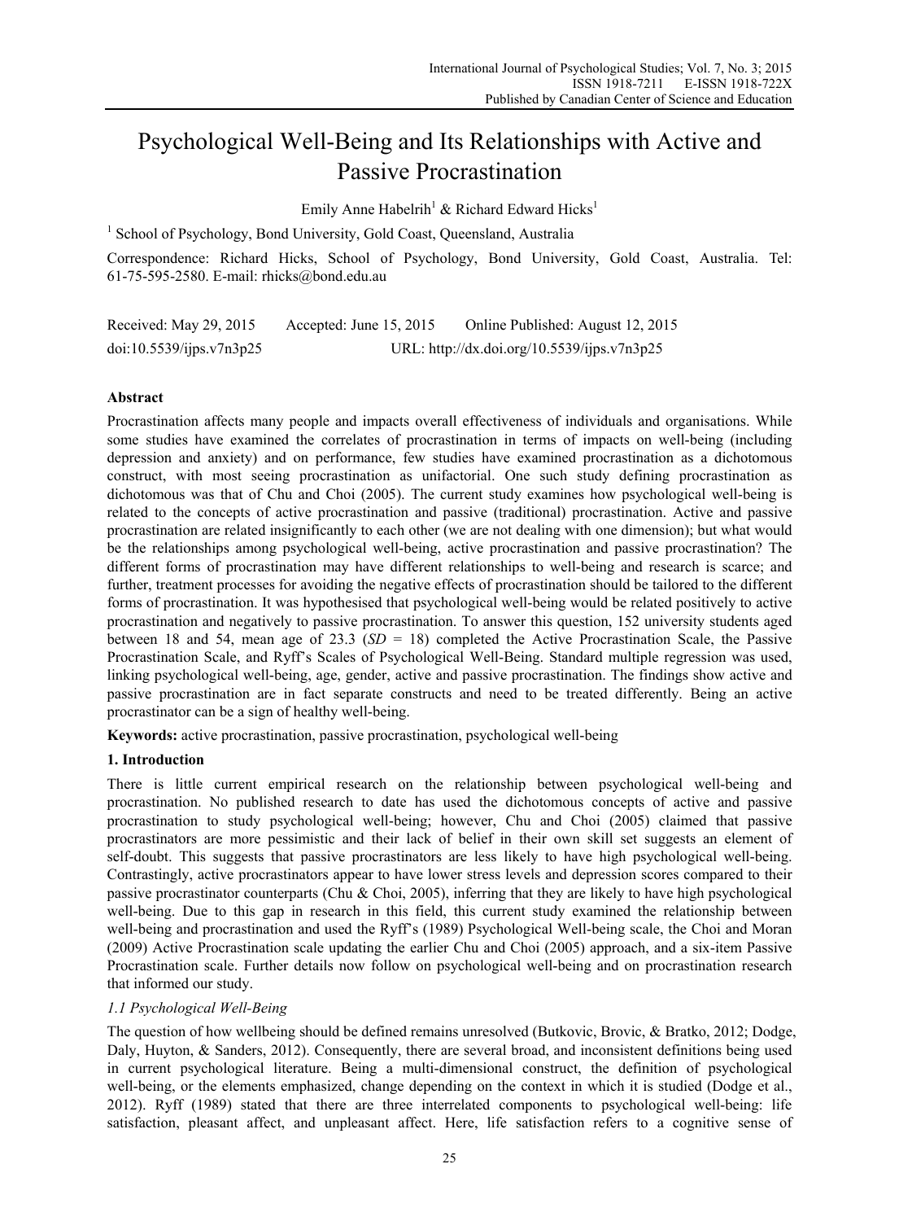# Psychological Well-Being and Its Relationships with Active and Passive Procrastination

Emily Anne Habelrih[1] & Richard Edward Hicks[1]

[1] School of Psychology, Bond University, Gold Coast, Queensland, Australia

Correspondence: Richard Hicks, School of Psychology, Bond University, Gold Coast, Australia. Tel: 61-75-595-2580. E-mail: rhicks@bond.edu.au

Received: May 29, 2015 Accepted: June 15, 2015 Online Published: August 12, 2015

doi:10.5539/ijps.v7n3p25 URL: http://dx.doi.org/10.5539/ijps.v7n3p25

## Abstract

Procrastination affects many people and impacts overall effectiveness of individuals and organisations. While some studies have examined the correlates of procrastination in terms of impacts on well-being (including depression and anxiety) and on performance, few studies have examined procrastination as a dichotomous construct, with most seeing procrastination as unifactorial. One such study defining procrastination as dichotomous was that of Chu and Choi (2005). The current study examines how psychological well-being is related to the concepts of active procrastination and passive (traditional) procrastination. Active and passive procrastination are related insignificantly to each other (we are not dealing with one dimension); but what would be the relationships among psychological well-being, active procrastination and passive procrastination? The different forms of procrastination may have different relationships to well-being and research is scarce; and further, treatment processes for avoiding the negative effects of procrastination should be tailored to the different forms of procrastination. It was hypothesised that psychological well-being would be related positively to active procrastination and negatively to passive procrastination. To answer this question, 152 university students aged between 18 and 54, mean age of 23.3 (*SD* = 18) completed the Active Procrastination Scale, the Passive Procrastination Scale, and Ryff's Scales of Psychological Well-Being. Standard multiple regression was used, linking psychological well-being, age, gender, active and passive procrastination. The findings show active and passive procrastination are in fact separate constructs and need to be treated differently. Being an active procrastinator can be a sign of healthy well-being.

**Keywords:** active procrastination, passive procrastination, psychological well-being

## 1. Introduction

There is little current empirical research on the relationship between psychological well-being and procrastination. No published research to date has used the dichotomous concepts of active and passive procrastination to study psychological well-being; however, Chu and Choi (2005) claimed that passive procrastinators are more pessimistic and their lack of belief in their own skill set suggests an element of self-doubt. This suggests that passive procrastinators are less likely to have high psychological well-being. Contrastingly, active procrastinators appear to have lower stress levels and depression scores compared to their passive procrastinator counterparts (Chu & Choi, 2005), inferring that they are likely to have high psychological well-being. Due to this gap in research in this field, this current study examined the relationship between well-being and procrastination and used the Ryff's (1989) Psychological Well-being scale, the Choi and Moran (2009) Active Procrastination scale updating the earlier Chu and Choi (2005) approach, and a six-item Passive Procrastination scale. Further details now follow on psychological well-being and on procrastination research that informed our study.

### *1.1 Psychological Well-Being*

The question of how wellbeing should be defined remains unresolved (Butkovic, Brovic, & Bratko, 2012; Dodge, Daly, Huyton, & Sanders, 2012). Consequently, there are several broad, and inconsistent definitions being used in current psychological literature. Being a multi-dimensional construct, the definition of psychological well-being, or the elements emphasized, change depending on the context in which it is studied (Dodge et al., 2012). Ryff (1989) stated that there are three interrelated components to psychological well-being: life satisfaction, pleasant affect, and unpleasant affect. Here, life satisfaction refers to a cognitive sense of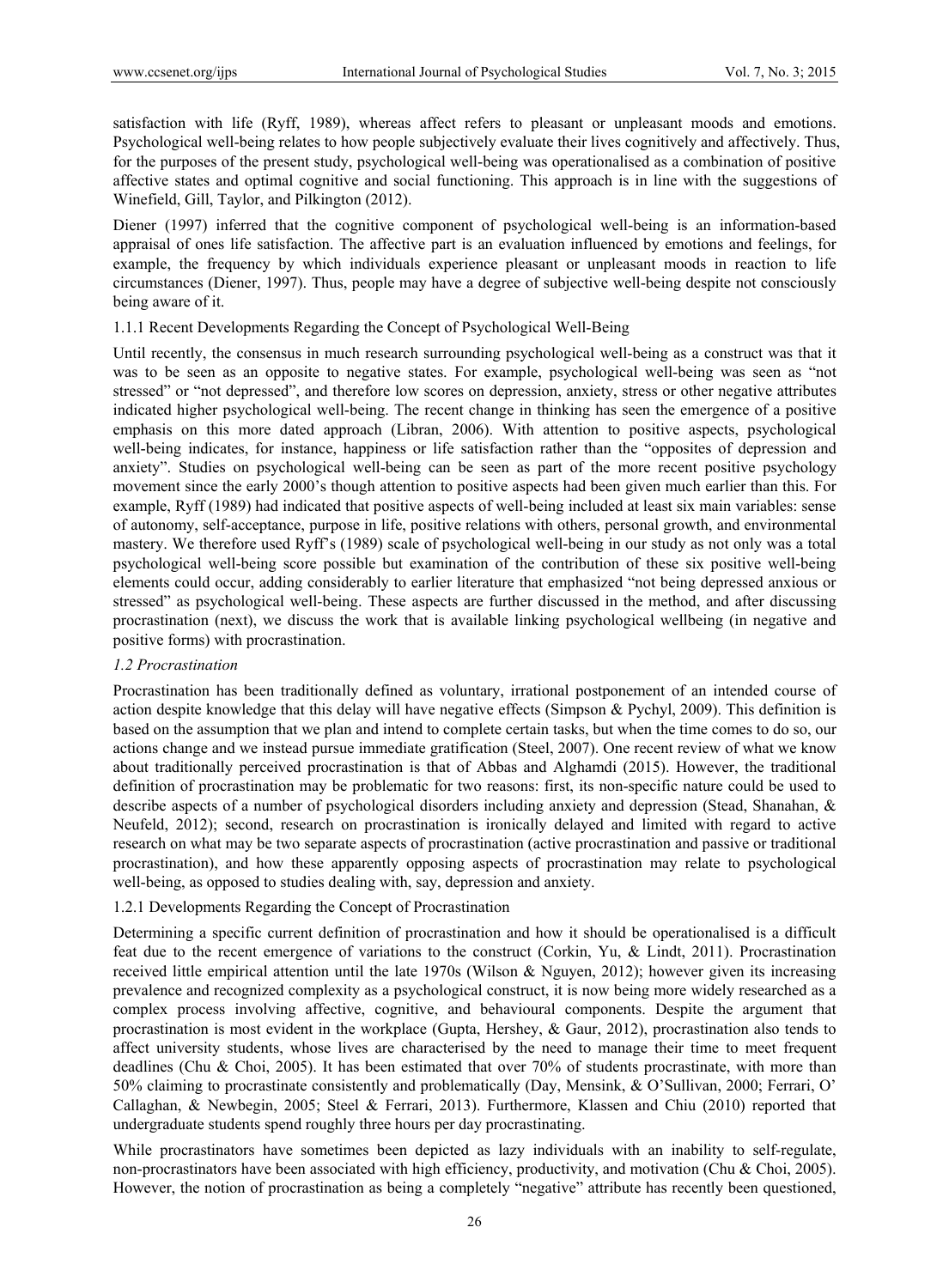satisfaction with life (Ryff, 1989), whereas affect refers to pleasant or unpleasant moods and emotions. Psychological well-being relates to how people subjectively evaluate their lives cognitively and affectively. Thus, for the purposes of the present study, psychological well-being was operationalised as a combination of positive affective states and optimal cognitive and social functioning. This approach is in line with the suggestions of Winefield, Gill, Taylor, and Pilkington (2012).

Diener (1997) inferred that the cognitive component of psychological well-being is an information-based appraisal of ones life satisfaction. The affective part is an evaluation influenced by emotions and feelings, for example, the frequency by which individuals experience pleasant or unpleasant moods in reaction to life circumstances (Diener, 1997). Thus, people may have a degree of subjective well-being despite not consciously being aware of it.

#### 1.1.1 Recent Developments Regarding the Concept of Psychological Well-Being

Until recently, the consensus in much research surrounding psychological well-being as a construct was that it was to be seen as an opposite to negative states. For example, psychological well-being was seen as "not stressed" or "not depressed", and therefore low scores on depression, anxiety, stress or other negative attributes indicated higher psychological well-being. The recent change in thinking has seen the emergence of a positive emphasis on this more dated approach (Libran, 2006). With attention to positive aspects, psychological well-being indicates, for instance, happiness or life satisfaction rather than the "opposites of depression and anxiety". Studies on psychological well-being can be seen as part of the more recent positive psychology movement since the early 2000's though attention to positive aspects had been given much earlier than this. For example, Ryff (1989) had indicated that positive aspects of well-being included at least six main variables: sense of autonomy, self-acceptance, purpose in life, positive relations with others, personal growth, and environmental mastery. We therefore used Ryff's (1989) scale of psychological well-being in our study as not only was a total psychological well-being score possible but examination of the contribution of these six positive well-being elements could occur, adding considerably to earlier literature that emphasized "not being depressed anxious or stressed" as psychological well-being. These aspects are further discussed in the method, and after discussing procrastination (next), we discuss the work that is available linking psychological wellbeing (in negative and positive forms) with procrastination.

### *1.2 Procrastination*

Procrastination has been traditionally defined as voluntary, irrational postponement of an intended course of action despite knowledge that this delay will have negative effects (Simpson & Pychyl, 2009). This definition is based on the assumption that we plan and intend to complete certain tasks, but when the time comes to do so, our actions change and we instead pursue immediate gratification (Steel, 2007). One recent review of what we know about traditionally perceived procrastination is that of Abbas and Alghamdi (2015). However, the traditional definition of procrastination may be problematic for two reasons: first, its non-specific nature could be used to describe aspects of a number of psychological disorders including anxiety and depression (Stead, Shanahan, & Neufeld, 2012); second, research on procrastination is ironically delayed and limited with regard to active research on what may be two separate aspects of procrastination (active procrastination and passive or traditional procrastination), and how these apparently opposing aspects of procrastination may relate to psychological well-being, as opposed to studies dealing with, say, depression and anxiety.

#### 1.2.1 Developments Regarding the Concept of Procrastination

Determining a specific current definition of procrastination and how it should be operationalised is a difficult feat due to the recent emergence of variations to the construct (Corkin, Yu, & Lindt, 2011). Procrastination received little empirical attention until the late 1970s (Wilson & Nguyen, 2012); however given its increasing prevalence and recognized complexity as a psychological construct, it is now being more widely researched as a complex process involving affective, cognitive, and behavioural components. Despite the argument that procrastination is most evident in the workplace (Gupta, Hershey, & Gaur, 2012), procrastination also tends to affect university students, whose lives are characterised by the need to manage their time to meet frequent deadlines (Chu & Choi, 2005). It has been estimated that over 70% of students procrastinate, with more than 50% claiming to procrastinate consistently and problematically (Day, Mensink, & O'Sullivan, 2000; Ferrari, O' Callaghan, & Newbegin, 2005; Steel & Ferrari, 2013). Furthermore, Klassen and Chiu (2010) reported that undergraduate students spend roughly three hours per day procrastinating.

While procrastinators have sometimes been depicted as lazy individuals with an inability to self-regulate, non-procrastinators have been associated with high efficiency, productivity, and motivation (Chu & Choi, 2005). However, the notion of procrastination as being a completely "negative" attribute has recently been questioned,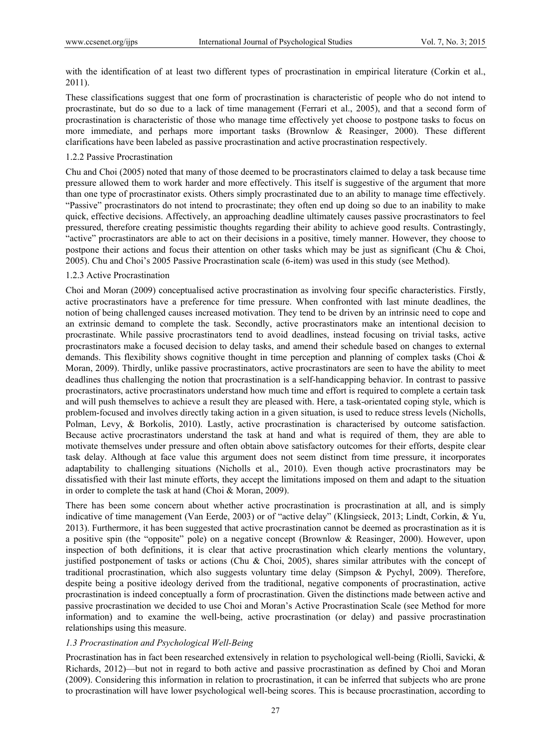with the identification of at least two different types of procrastination in empirical literature (Corkin et al., 2011).

These classifications suggest that one form of procrastination is characteristic of people who do not intend to procrastinate, but do so due to a lack of time management (Ferrari et al., 2005), and that a second form of procrastination is characteristic of those who manage time effectively yet choose to postpone tasks to focus on more immediate, and perhaps more important tasks (Brownlow & Reasinger, 2000). These different clarifications have been labeled as passive procrastination and active procrastination respectively.

#### 1.2.2 Passive Procrastination

Chu and Choi (2005) noted that many of those deemed to be procrastinators claimed to delay a task because time pressure allowed them to work harder and more effectively. This itself is suggestive of the argument that more than one type of procrastinator exists. Others simply procrastinated due to an ability to manage time effectively. "Passive" procrastinators do not intend to procrastinate; they often end up doing so due to an inability to make quick, effective decisions. Affectively, an approaching deadline ultimately causes passive procrastinators to feel pressured, therefore creating pessimistic thoughts regarding their ability to achieve good results. Contrastingly, "active" procrastinators are able to act on their decisions in a positive, timely manner. However, they choose to postpone their actions and focus their attention on other tasks which may be just as significant (Chu & Choi, 2005). Chu and Choi's 2005 Passive Procrastination scale (6-item) was used in this study (see Method).

#### 1.2.3 Active Procrastination

Choi and Moran (2009) conceptualised active procrastination as involving four specific characteristics. Firstly, active procrastinators have a preference for time pressure. When confronted with last minute deadlines, the notion of being challenged causes increased motivation. They tend to be driven by an intrinsic need to cope and an extrinsic demand to complete the task. Secondly, active procrastinators make an intentional decision to procrastinate. While passive procrastinators tend to avoid deadlines, instead focusing on trivial tasks, active procrastinators make a focused decision to delay tasks, and amend their schedule based on changes to external demands. This flexibility shows cognitive thought in time perception and planning of complex tasks (Choi & Moran, 2009). Thirdly, unlike passive procrastinators, active procrastinators are seen to have the ability to meet deadlines thus challenging the notion that procrastination is a self-handicapping behavior. In contrast to passive procrastinators, active procrastinators understand how much time and effort is required to complete a certain task and will push themselves to achieve a result they are pleased with. Here, a task-orientated coping style, which is problem-focused and involves directly taking action in a given situation, is used to reduce stress levels (Nicholls, Polman, Levy, & Borkolis, 2010). Lastly, active procrastination is characterised by outcome satisfaction. Because active procrastinators understand the task at hand and what is required of them, they are able to motivate themselves under pressure and often obtain above satisfactory outcomes for their efforts, despite clear task delay. Although at face value this argument does not seem distinct from time pressure, it incorporates adaptability to challenging situations (Nicholls et al., 2010). Even though active procrastinators may be dissatisfied with their last minute efforts, they accept the limitations imposed on them and adapt to the situation in order to complete the task at hand (Choi & Moran, 2009).

There has been some concern about whether active procrastination is procrastination at all, and is simply indicative of time management (Van Eerde, 2003) or of "active delay" (Klingsieck, 2013; Lindt, Corkin, & Yu, 2013). Furthermore, it has been suggested that active procrastination cannot be deemed as procrastination as it is a positive spin (the "opposite" pole) on a negative concept (Brownlow & Reasinger, 2000). However, upon inspection of both definitions, it is clear that active procrastination which clearly mentions the voluntary, justified postponement of tasks or actions (Chu & Choi, 2005), shares similar attributes with the concept of traditional procrastination, which also suggests voluntary time delay (Simpson & Pychyl, 2009). Therefore, despite being a positive ideology derived from the traditional, negative components of procrastination, active procrastination is indeed conceptually a form of procrastination. Given the distinctions made between active and passive procrastination we decided to use Choi and Moran's Active Procrastination Scale (see Method for more information) and to examine the well-being, active procrastination (or delay) and passive procrastination relationships using this measure.

### *1.3 Procrastination and Psychological Well-Being*

Procrastination has in fact been researched extensively in relation to psychological well-being (Riolli, Savicki, & Richards, 2012)—but not in regard to both active and passive procrastination as defined by Choi and Moran (2009). Considering this information in relation to procrastination, it can be inferred that subjects who are prone to procrastination will have lower psychological well-being scores. This is because procrastination, according to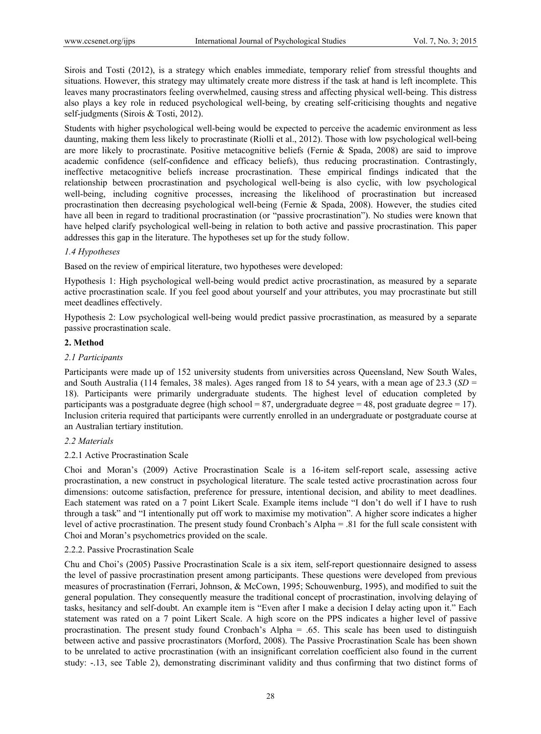Sirois and Tosti (2012), is a strategy which enables immediate, temporary relief from stressful thoughts and situations. However, this strategy may ultimately create more distress if the task at hand is left incomplete. This leaves many procrastinators feeling overwhelmed, causing stress and affecting physical well-being. This distress also plays a key role in reduced psychological well-being, by creating self-criticising thoughts and negative self-judgments (Sirois & Tosti, 2012).

Students with higher psychological well-being would be expected to perceive the academic environment as less daunting, making them less likely to procrastinate (Riolli et al., 2012). Those with low psychological well-being are more likely to procrastinate. Positive metacognitive beliefs (Fernie & Spada, 2008) are said to improve academic confidence (self-confidence and efficacy beliefs), thus reducing procrastination. Contrastingly, ineffective metacognitive beliefs increase procrastination. These empirical findings indicated that the relationship between procrastination and psychological well-being is also cyclic, with low psychological well-being, including cognitive processes, increasing the likelihood of procrastination but increased procrastination then decreasing psychological well-being (Fernie & Spada, 2008). However, the studies cited have all been in regard to traditional procrastination (or "passive procrastination"). No studies were known that have helped clarify psychological well-being in relation to both active and passive procrastination. This paper addresses this gap in the literature. The hypotheses set up for the study follow.

### *1.4 Hypotheses*

Based on the review of empirical literature, two hypotheses were developed:

Hypothesis 1: High psychological well-being would predict active procrastination, as measured by a separate active procrastination scale. If you feel good about yourself and your attributes, you may procrastinate but still meet deadlines effectively.

Hypothesis 2: Low psychological well-being would predict passive procrastination, as measured by a separate passive procrastination scale.

## **2. Method**

### *2.1 Participants*

Participants were made up of 152 university students from universities across Queensland, New South Wales, and South Australia (114 females, 38 males). Ages ranged from 18 to 54 years, with a mean age of 23.3 (*SD* = 18). Participants were primarily undergraduate students. The highest level of education completed by participants was a postgraduate degree (high school = 87, undergraduate degree = 48, post graduate degree = 17). Inclusion criteria required that participants were currently enrolled in an undergraduate or postgraduate course at an Australian tertiary institution.

### *2.2 Materials*

#### 2.2.1 Active Procrastination Scale

Choi and Moran's (2009) Active Procrastination Scale is a 16-item self-report scale, assessing active procrastination, a new construct in psychological literature. The scale tested active procrastination across four dimensions: outcome satisfaction, preference for pressure, intentional decision, and ability to meet deadlines. Each statement was rated on a 7 point Likert Scale. Example items include "I don't do well if I have to rush through a task" and "I intentionally put off work to maximise my motivation". A higher score indicates a higher level of active procrastination. The present study found Cronbach's Alpha = .81 for the full scale consistent with Choi and Moran's psychometrics provided on the scale.

#### 2.2.2. Passive Procrastination Scale

Chu and Choi's (2005) Passive Procrastination Scale is a six item, self-report questionnaire designed to assess the level of passive procrastination present among participants. These questions were developed from previous measures of procrastination (Ferrari, Johnson, & McCown, 1995; Schouwenburg, 1995), and modified to suit the general population. They consequently measure the traditional concept of procrastination, involving delaying of tasks, hesitancy and self-doubt. An example item is "Even after I make a decision I delay acting upon it." Each statement was rated on a 7 point Likert Scale. A high score on the PPS indicates a higher level of passive procrastination. The present study found Cronbach's Alpha = .65. This scale has been used to distinguish between active and passive procrastinators (Morford, 2008). The Passive Procrastination Scale has been shown to be unrelated to active procrastination (with an insignificant correlation coefficient also found in the current study: -.13, see Table 2), demonstrating discriminant validity and thus confirming that two distinct forms of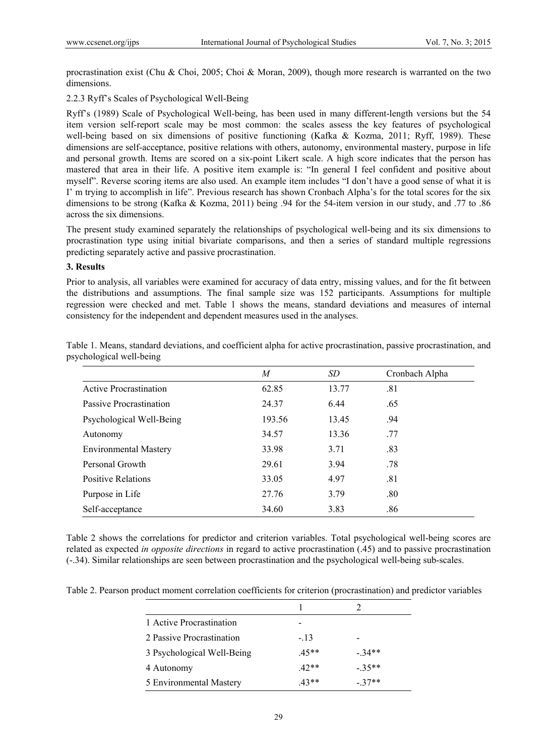procrastination exist (Chu & Choi, 2005; Choi & Moran, 2009), though more research is warranted on the two dimensions.

#### 2.2.3 Ryff's Scales of Psychological Well-Being

Ryff's (1989) Scale of Psychological Well-being, has been used in many different-length versions but the 54 item version self-report scale may be most common: the scales assess the key features of psychological well-being based on six dimensions of positive functioning (Kafka & Kozma, 2011; Ryff, 1989). These dimensions are self-acceptance, positive relations with others, autonomy, environmental mastery, purpose in life and personal growth. Items are scored on a six-point Likert scale. A high score indicates that the person has mastered that area in their life. A positive item example is: "In general I feel confident and positive about myself". Reverse scoring items are also used. An example item includes "I don't have a good sense of what it is I' m trying to accomplish in life". Previous research has shown Cronbach Alpha's for the total scores for the six dimensions to be strong (Kafka & Kozma, 2011) being .94 for the 54-item version in our study, and .77 to .86 across the six dimensions.

The present study examined separately the relationships of psychological well-being and its six dimensions to procrastination type using initial bivariate comparisons, and then a series of standard multiple regressions predicting separately active and passive procrastination.

## 3. Results

Prior to analysis, all variables were examined for accuracy of data entry, missing values, and for the fit between the distributions and assumptions. The final sample size was 152 participants. Assumptions for multiple regression were checked and met. Table 1 shows the means, standard deviations and measures of internal consistency for the independent and dependent measures used in the analyses.

Table 1. Means, standard deviations, and coefficient alpha for active procrastination, passive procrastination, and psychological well-being

| | *M* | *SD* | Cronbach Alpha |
|---|---|---|---|
| Active Procrastination | 62.85 | 13.77 | .81 |
| Passive Procrastination | 24.37 | 6.44 | .65 |
| Psychological Well-Being | 193.56 | 13.45 | .94 |
| Autonomy | 34.57 | 13.36 | .77 |
| Environmental Mastery | 33.98 | 3.71 | .83 |
| Personal Growth | 29.61 | 3.94 | .78 |
| Positive Relations | 33.05 | 4.97 | .81 |
| Purpose in Life | 27.76 | 3.79 | .80 |
| Self-acceptance | 34.60 | 3.83 | .86 |

Table 2 shows the correlations for predictor and criterion variables. Total psychological well-being scores are related as expected *in opposite directions* in regard to active procrastination (.45) and to passive procrastination (-.34). Similar relationships are seen between procrastination and the psychological well-being sub-scales.

Table 2. Pearson product moment correlation coefficients for criterion (procrastination) and predictor variables

| | 1 | 2 |
|---|---|---|
| 1 Active Procrastination | - | |
| 2 Passive Procrastination | -.13 | - |
| 3 Psychological Well-Being | .45** | -.34** |
| 4 Autonomy | .42** | -.35** |
| 5 Environmental Mastery | .43** | -.37** |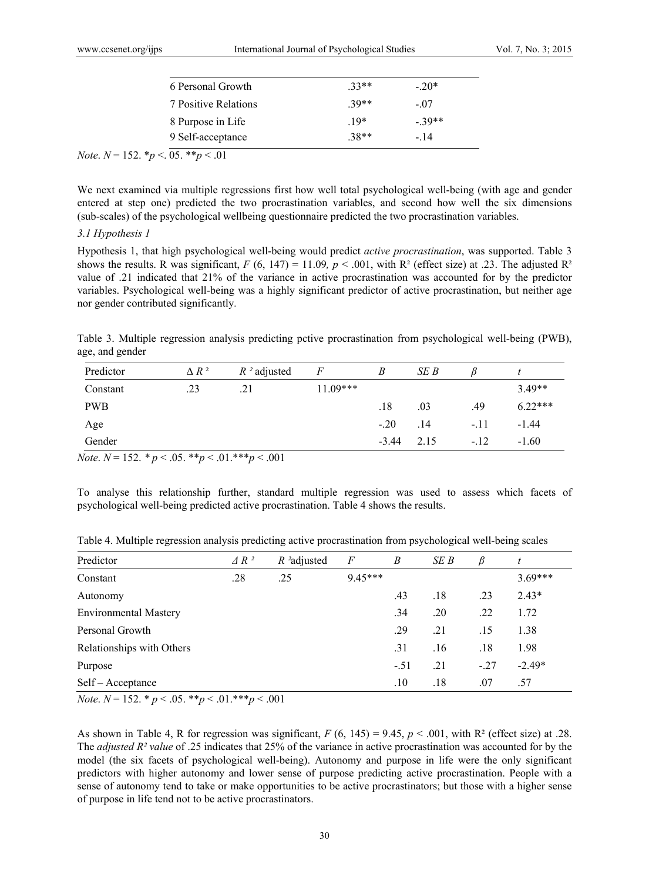| | | |
|---|---|---|
| 6 Personal Growth | .33** | -.20* |
| 7 Positive Relations | .39** | -.07 |
| 8 Purpose in Life | .19* | -.39** |
| 9 Self-acceptance | .38** | -.14 |

*Note*. $N$ = 152. *$p$ <. 05. **$p$ < .01

We next examined via multiple regressions first how well total psychological well-being (with age and gender entered at step one) predicted the two procrastination variables, and second how well the six dimensions (sub-scales) of the psychological wellbeing questionnaire predicted the two procrastination variables.

### 3.1 Hypothesis 1

Hypothesis 1, that high psychological well-being would predict *active procrastination*, was supported. Table 3 shows the results. R was significant, $F$ (6, 147) = 11.09, $p$ < .001, with $R^2$ (effect size) at .23. The adjusted $R^2$ value of .21 indicated that 21% of the variance in active procrastination was accounted for by the predictor variables. Psychological well-being was a highly significant predictor of active procrastination, but neither age nor gender contributed significantly.

Table 3. Multiple regression analysis predicting pctive procrastination from psychological well-being (PWB), age, and gender

| Predictor | $\Delta R^2$ | $R^2$ adjusted | $F$ | $B$ | $SE\ B$ | $\beta$ | $t$ |
|---|---|---|---|---|---|---|---|
| Constant | .23 | .21 | 11.09*** | | | | 3.49** |
| PWB | | | | .18 | .03 | .49 | 6.22*** |
| Age | | | | -.20 | .14 | -.11 | -1.44 |
| Gender | | | | -3.44 | 2.15 | -.12 | -1.60 |

*Note*. $N$ = 152. * $p$ < .05. **$p$ < .01.***$p$ < .001

To analyse this relationship further, standard multiple regression was used to assess which facets of psychological well-being predicted active procrastination. Table 4 shows the results.

Table 4. Multiple regression analysis predicting active procrastination from psychological well-being scales

| Predictor | $\Delta R^2$ | $R^2$adjusted | $F$ | $B$ | $SE\ B$ | $\beta$ | $t$ |
|---|---|---|---|---|---|---|---|
| Constant | .28 | .25 | 9.45*** | | | | 3.69*** |
| Autonomy | | | | .43 | .18 | .23 | 2.43* |
| Environmental Mastery | | | | .34 | .20 | .22 | 1.72 |
| Personal Growth | | | | .29 | .21 | .15 | 1.38 |
| Relationships with Others | | | | .31 | .16 | .18 | 1.98 |
| Purpose | | | | -.51 | .21 | -.27 | -2.49* |
| Self – Acceptance | | | | .10 | .18 | .07 | .57 |

*Note*. $N$ = 152. * $p$ < .05. **$p$ < .01.***$p$ < .001

As shown in Table 4, R for regression was significant, $F$ (6, 145) = 9.45, $p$ < .001, with $R^2$ (effect size) at .28. The *adjusted $R^2$ value* of .25 indicates that 25% of the variance in active procrastination was accounted for by the model (the six facets of psychological well-being). Autonomy and purpose in life were the only significant predictors with higher autonomy and lower sense of purpose predicting active procrastination. People with a sense of autonomy tend to take or make opportunities to be active procrastinators; but those with a higher sense of purpose in life tend not to be active procrastinators.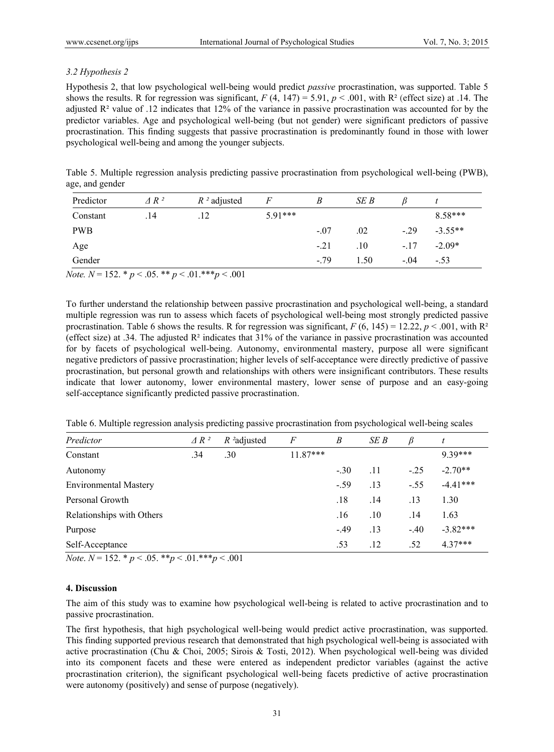### *3.2 Hypothesis 2*

Hypothesis 2, that low psychological well-being would predict *passive* procrastination, was supported. Table 5 shows the results. R for regression was significant, $F$ (4, 147) = 5.91, $p < .001$, with R² (effect size) at .14. The adjusted R² value of .12 indicates that 12% of the variance in passive procrastination was accounted for by the predictor variables. Age and psychological well-being (but not gender) were significant predictors of passive procrastination. This finding suggests that passive procrastination is predominantly found in those with lower psychological well-being and among the younger subjects.

Table 5. Multiple regression analysis predicting passive procrastination from psychological well-being (PWB), age, and gender

| Predictor | $\Delta R^2$ | $R^2$ adjusted | $F$ | $B$ | $SE\ B$ | $\beta$ | $t$ |
|---|---|---|---|---|---|---|---|
| Constant | .14 | .12 | 5.91*** | | | | 8.58*** |
| PWB | | | | -.07 | .02 | -.29 | -3.55** |
| Age | | | | -.21 | .10 | -.17 | -2.09* |
| Gender | | | | -.79 | 1.50 | -.04 | -.53 |

*Note.* $N$ = 152. * $p < .05$. ** $p < .01$.*** $p < .001$

To further understand the relationship between passive procrastination and psychological well-being, a standard multiple regression was run to assess which facets of psychological well-being most strongly predicted passive procrastination. Table 6 shows the results. R for regression was significant, $F$ (6, 145) = 12.22, $p < .001$, with R² (effect size) at .34. The adjusted R² indicates that 31% of the variance in passive procrastination was accounted for by facets of psychological well-being. Autonomy, environmental mastery, purpose all were significant negative predictors of passive procrastination; higher levels of self-acceptance were directly predictive of passive procrastination, but personal growth and relationships with others were insignificant contributors. These results indicate that lower autonomy, lower environmental mastery, lower sense of purpose and an easy-going self-acceptance significantly predicted passive procrastination.

Table 6. Multiple regression analysis predicting passive procrastination from psychological well-being scales

| *Predictor* | $\Delta R^2$ | $R^2$adjusted | $F$ | $B$ | $SE\ B$ | $\beta$ | $t$ |
|---|---|---|---|---|---|---|---|
| Constant | .34 | .30 | 11.87*** | | | | 9.39*** |
| Autonomy | | | | -.30 | .11 | -.25 | -2.70** |
| Environmental Mastery | | | | -.59 | .13 | -.55 | -4.41*** |
| Personal Growth | | | | .18 | .14 | .13 | 1.30 |
| Relationships with Others | | | | .16 | .10 | .14 | 1.63 |
| Purpose | | | | -.49 | .13 | -.40 | -3.82*** |
| Self-Acceptance | | | | .53 | .12 | .52 | 4.37*** |

*Note*. $N$ = 152. * $p < .05$. ** $p < .01$.*** $p < .001$

## 4. Discussion

The aim of this study was to examine how psychological well-being is related to active procrastination and to passive procrastination.

The first hypothesis, that high psychological well-being would predict active procrastination, was supported. This finding supported previous research that demonstrated that high psychological well-being is associated with active procrastination (Chu & Choi, 2005; Sirois & Tosti, 2012). When psychological well-being was divided into its component facets and these were entered as independent predictor variables (against the active procrastination criterion), the significant psychological well-being facets predictive of active procrastination were autonomy (positively) and sense of purpose (negatively).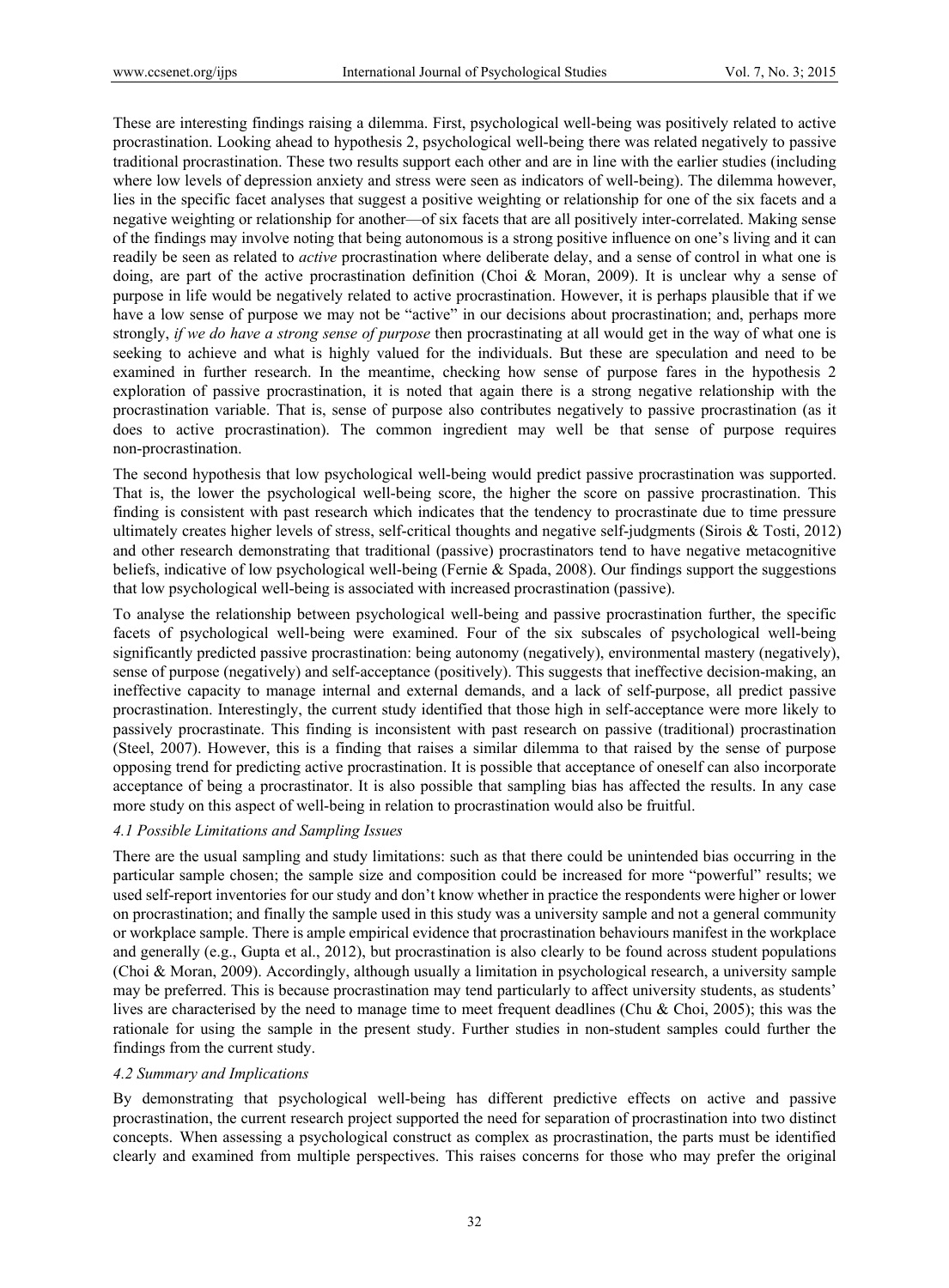These are interesting findings raising a dilemma. First, psychological well-being was positively related to active procrastination. Looking ahead to hypothesis 2, psychological well-being there was related negatively to passive traditional procrastination. These two results support each other and are in line with the earlier studies (including where low levels of depression anxiety and stress were seen as indicators of well-being). The dilemma however, lies in the specific facet analyses that suggest a positive weighting or relationship for one of the six facets and a negative weighting or relationship for another—of six facets that are all positively inter-correlated. Making sense of the findings may involve noting that being autonomous is a strong positive influence on one's living and it can readily be seen as related to *active* procrastination where deliberate delay, and a sense of control in what one is doing, are part of the active procrastination definition (Choi & Moran, 2009). It is unclear why a sense of purpose in life would be negatively related to active procrastination. However, it is perhaps plausible that if we have a low sense of purpose we may not be "active" in our decisions about procrastination; and, perhaps more strongly, *if we do have a strong sense of purpose* then procrastinating at all would get in the way of what one is seeking to achieve and what is highly valued for the individuals. But these are speculation and need to be examined in further research. In the meantime, checking how sense of purpose fares in the hypothesis 2 exploration of passive procrastination, it is noted that again there is a strong negative relationship with the procrastination variable. That is, sense of purpose also contributes negatively to passive procrastination (as it does to active procrastination). The common ingredient may well be that sense of purpose requires non-procrastination.

The second hypothesis that low psychological well-being would predict passive procrastination was supported. That is, the lower the psychological well-being score, the higher the score on passive procrastination. This finding is consistent with past research which indicates that the tendency to procrastinate due to time pressure ultimately creates higher levels of stress, self-critical thoughts and negative self-judgments (Sirois & Tosti, 2012) and other research demonstrating that traditional (passive) procrastinators tend to have negative metacognitive beliefs, indicative of low psychological well-being (Fernie & Spada, 2008). Our findings support the suggestions that low psychological well-being is associated with increased procrastination (passive).

To analyse the relationship between psychological well-being and passive procrastination further, the specific facets of psychological well-being were examined. Four of the six subscales of psychological well-being significantly predicted passive procrastination: being autonomy (negatively), environmental mastery (negatively), sense of purpose (negatively) and self-acceptance (positively). This suggests that ineffective decision-making, an ineffective capacity to manage internal and external demands, and a lack of self-purpose, all predict passive procrastination. Interestingly, the current study identified that those high in self-acceptance were more likely to passively procrastinate. This finding is inconsistent with past research on passive (traditional) procrastination (Steel, 2007). However, this is a finding that raises a similar dilemma to that raised by the sense of purpose opposing trend for predicting active procrastination. It is possible that acceptance of oneself can also incorporate acceptance of being a procrastinator. It is also possible that sampling bias has affected the results. In any case more study on this aspect of well-being in relation to procrastination would also be fruitful.

### *4.1 Possible Limitations and Sampling Issues*

There are the usual sampling and study limitations: such as that there could be unintended bias occurring in the particular sample chosen; the sample size and composition could be increased for more "powerful" results; we used self-report inventories for our study and don't know whether in practice the respondents were higher or lower on procrastination; and finally the sample used in this study was a university sample and not a general community or workplace sample. There is ample empirical evidence that procrastination behaviours manifest in the workplace and generally (e.g., Gupta et al., 2012), but procrastination is also clearly to be found across student populations (Choi & Moran, 2009). Accordingly, although usually a limitation in psychological research, a university sample may be preferred. This is because procrastination may tend particularly to affect university students, as students' lives are characterised by the need to manage time to meet frequent deadlines (Chu & Choi, 2005); this was the rationale for using the sample in the present study. Further studies in non-student samples could further the findings from the current study.

### *4.2 Summary and Implications*

By demonstrating that psychological well-being has different predictive effects on active and passive procrastination, the current research project supported the need for separation of procrastination into two distinct concepts. When assessing a psychological construct as complex as procrastination, the parts must be identified clearly and examined from multiple perspectives. This raises concerns for those who may prefer the original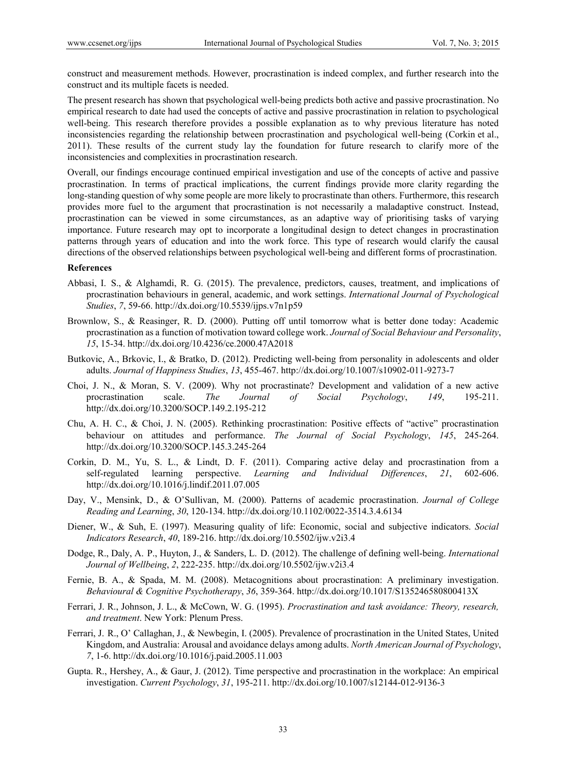construct and measurement methods. However, procrastination is indeed complex, and further research into the construct and its multiple facets is needed.

The present research has shown that psychological well-being predicts both active and passive procrastination. No empirical research to date had used the concepts of active and passive procrastination in relation to psychological well-being. This research therefore provides a possible explanation as to why previous literature has noted inconsistencies regarding the relationship between procrastination and psychological well-being (Corkin et al., 2011). These results of the current study lay the foundation for future research to clarify more of the inconsistencies and complexities in procrastination research.

Overall, our findings encourage continued empirical investigation and use of the concepts of active and passive procrastination. In terms of practical implications, the current findings provide more clarity regarding the long-standing question of why some people are more likely to procrastinate than others. Furthermore, this research provides more fuel to the argument that procrastination is not necessarily a maladaptive construct. Instead, procrastination can be viewed in some circumstances, as an adaptive way of prioritising tasks of varying importance. Future research may opt to incorporate a longitudinal design to detect changes in procrastination patterns through years of education and into the work force. This type of research would clarify the causal directions of the observed relationships between psychological well-being and different forms of procrastination.

**References**

Abbasi, I. S., & Alghamdi, R. G. (2015). The prevalence, predictors, causes, treatment, and implications of procrastination behaviours in general, academic, and work settings. *International Journal of Psychological Studies*, *7*, 59-66. http://dx.doi.org/10.5539/ijps.v7n1p59

Brownlow, S., & Reasinger, R. D. (2000). Putting off until tomorrow what is better done today: Academic procrastination as a function of motivation toward college work. *Journal of Social Behaviour and Personality*, *15*, 15-34. http://dx.doi.org/10.4236/ce.2000.47A2018

Butkovic, A., Brkovic, I., & Bratko, D. (2012). Predicting well-being from personality in adolescents and older adults. *Journal of Happiness Studies*, *13*, 455-467. http://dx.doi.org/10.1007/s10902-011-9273-7

Choi, J. N., & Moran, S. V. (2009). Why not procrastinate? Development and validation of a new active procrastination scale. *The Journal of Social Psychology*, *149*, 195-211. http://dx.doi.org/10.3200/SOCP.149.2.195-212

Chu, A. H. C., & Choi, J. N. (2005). Rethinking procrastination: Positive effects of "active" procrastination behaviour on attitudes and performance. *The Journal of Social Psychology*, *145*, 245-264. http://dx.doi.org/10.3200/SOCP.145.3.245-264

Corkin, D. M., Yu, S. L., & Lindt, D. F. (2011). Comparing active delay and procrastination from a self-regulated learning perspective. *Learning and Individual Differences*, *21*, 602-606. http://dx.doi.org/10.1016/j.lindif.2011.07.005

Day, V., Mensink, D., & O'Sullivan, M. (2000). Patterns of academic procrastination. *Journal of College Reading and Learning*, *30*, 120-134. http://dx.doi.org/10.1102/0022-3514.3.4.6134

Diener, W., & Suh, E. (1997). Measuring quality of life: Economic, social and subjective indicators. *Social Indicators Research*, *40*, 189-216. http://dx.doi.org/10.5502/ijw.v2i3.4

Dodge, R., Daly, A. P., Huyton, J., & Sanders, L. D. (2012). The challenge of defining well-being. *International Journal of Wellbeing*, *2*, 222-235. http://dx.doi.org/10.5502/ijw.v2i3.4

Fernie, B. A., & Spada, M. M. (2008). Metacognitions about procrastination: A preliminary investigation. *Behavioural & Cognitive Psychotherapy*, *36*, 359-364. http://dx.doi.org/10.1017/S135246580800413X

Ferrari, J. R., Johnson, J. L., & McCown, W. G. (1995). *Procrastination and task avoidance: Theory, research, and treatment*. New York: Plenum Press.

Ferrari, J. R., O' Callaghan, J., & Newbegin, I. (2005). Prevalence of procrastination in the United States, United Kingdom, and Australia: Arousal and avoidance delays among adults. *North American Journal of Psychology*, *7*, 1-6. http://dx.doi.org/10.1016/j.paid.2005.11.003

Gupta. R., Hershey, A., & Gaur, J. (2012). Time perspective and procrastination in the workplace: An empirical investigation. *Current Psychology*, *31*, 195-211. http://dx.doi.org/10.1007/s12144-012-9136-3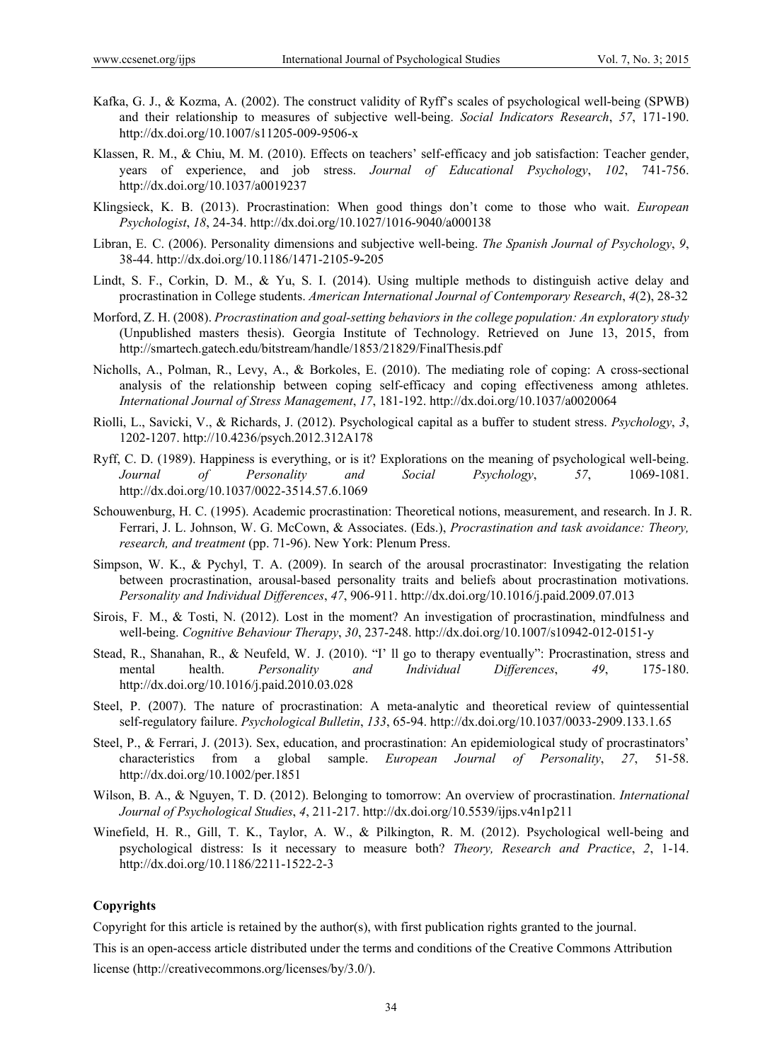Kafka, G. J., & Kozma, A. (2002). The construct validity of Ryff's scales of psychological well-being (SPWB) and their relationship to measures of subjective well-being. *Social Indicators Research*, *57*, 171-190. http://dx.doi.org/10.1007/s11205-009-9506-x

Klassen, R. M., & Chiu, M. M. (2010). Effects on teachers' self-efficacy and job satisfaction: Teacher gender, years of experience, and job stress. *Journal of Educational Psychology*, *102*, 741-756. http://dx.doi.org/10.1037/a0019237

Klingsieck, K. B. (2013). Procrastination: When good things don't come to those who wait. *European Psychologist*, *18*, 24-34. http://dx.doi.org/10.1027/1016-9040/a000138

Libran, E. C. (2006). Personality dimensions and subjective well-being. *The Spanish Journal of Psychology*, *9*, 38-44. http://dx.doi.org/10.1186/1471-2105-9-205

Lindt, S. F., Corkin, D. M., & Yu, S. I. (2014). Using multiple methods to distinguish active delay and procrastination in College students. *American International Journal of Contemporary Research*, *4*(2), 28-32

Morford, Z. H. (2008). *Procrastination and goal-setting behaviors in the college population: An exploratory study* (Unpublished masters thesis). Georgia Institute of Technology. Retrieved on June 13, 2015, from http://smartech.gatech.edu/bitstream/handle/1853/21829/FinalThesis.pdf

Nicholls, A., Polman, R., Levy, A., & Borkoles, E. (2010). The mediating role of coping: A cross-sectional analysis of the relationship between coping self-efficacy and coping effectiveness among athletes. *International Journal of Stress Management*, *17*, 181-192. http://dx.doi.org/10.1037/a0020064

Riolli, L., Savicki, V., & Richards, J. (2012). Psychological capital as a buffer to student stress. *Psychology*, *3*, 1202-1207. http://10.4236/psych.2012.312A178

Ryff, C. D. (1989). Happiness is everything, or is it? Explorations on the meaning of psychological well-being. *Journal of Personality and Social Psychology*, *57*, 1069-1081. http://dx.doi.org/10.1037/0022-3514.57.6.1069

Schouwenburg, H. C. (1995). Academic procrastination: Theoretical notions, measurement, and research. In J. R. Ferrari, J. L. Johnson, W. G. McCown, & Associates. (Eds.), *Procrastination and task avoidance: Theory, research, and treatment* (pp. 71-96). New York: Plenum Press.

Simpson, W. K., & Pychyl, T. A. (2009). In search of the arousal procrastinator: Investigating the relation between procrastination, arousal-based personality traits and beliefs about procrastination motivations. *Personality and Individual Differences*, *47*, 906-911. http://dx.doi.org/10.1016/j.paid.2009.07.013

Sirois, F. M., & Tosti, N. (2012). Lost in the moment? An investigation of procrastination, mindfulness and well-being. *Cognitive Behaviour Therapy*, *30*, 237-248. http://dx.doi.org/10.1007/s10942-012-0151-y

Stead, R., Shanahan, R., & Neufeld, W. J. (2010). "I' ll go to therapy eventually": Procrastination, stress and mental health. *Personality and Individual Differences*, *49*, 175-180. http://dx.doi.org/10.1016/j.paid.2010.03.028

Steel, P. (2007). The nature of procrastination: A meta-analytic and theoretical review of quintessential self-regulatory failure. *Psychological Bulletin*, *133*, 65-94. http://dx.doi.org/10.1037/0033-2909.133.1.65

Steel, P., & Ferrari, J. (2013). Sex, education, and procrastination: An epidemiological study of procrastinators' characteristics from a global sample. *European Journal of Personality*, *27*, 51-58. http://dx.doi.org/10.1002/per.1851

Wilson, B. A., & Nguyen, T. D. (2012). Belonging to tomorrow: An overview of procrastination. *International Journal of Psychological Studies*, *4*, 211-217. http://dx.doi.org/10.5539/ijps.v4n1p211

Winefield, H. R., Gill, T. K., Taylor, A. W., & Pilkington, R. M. (2012). Psychological well-being and psychological distress: Is it necessary to measure both? *Theory, Research and Practice*, *2*, 1-14. http://dx.doi.org/10.1186/2211-1522-2-3

**Copyrights**

Copyright for this article is retained by the author(s), with first publication rights granted to the journal.

This is an open-access article distributed under the terms and conditions of the Creative Commons Attribution license (http://creativecommons.org/licenses/by/3.0/).